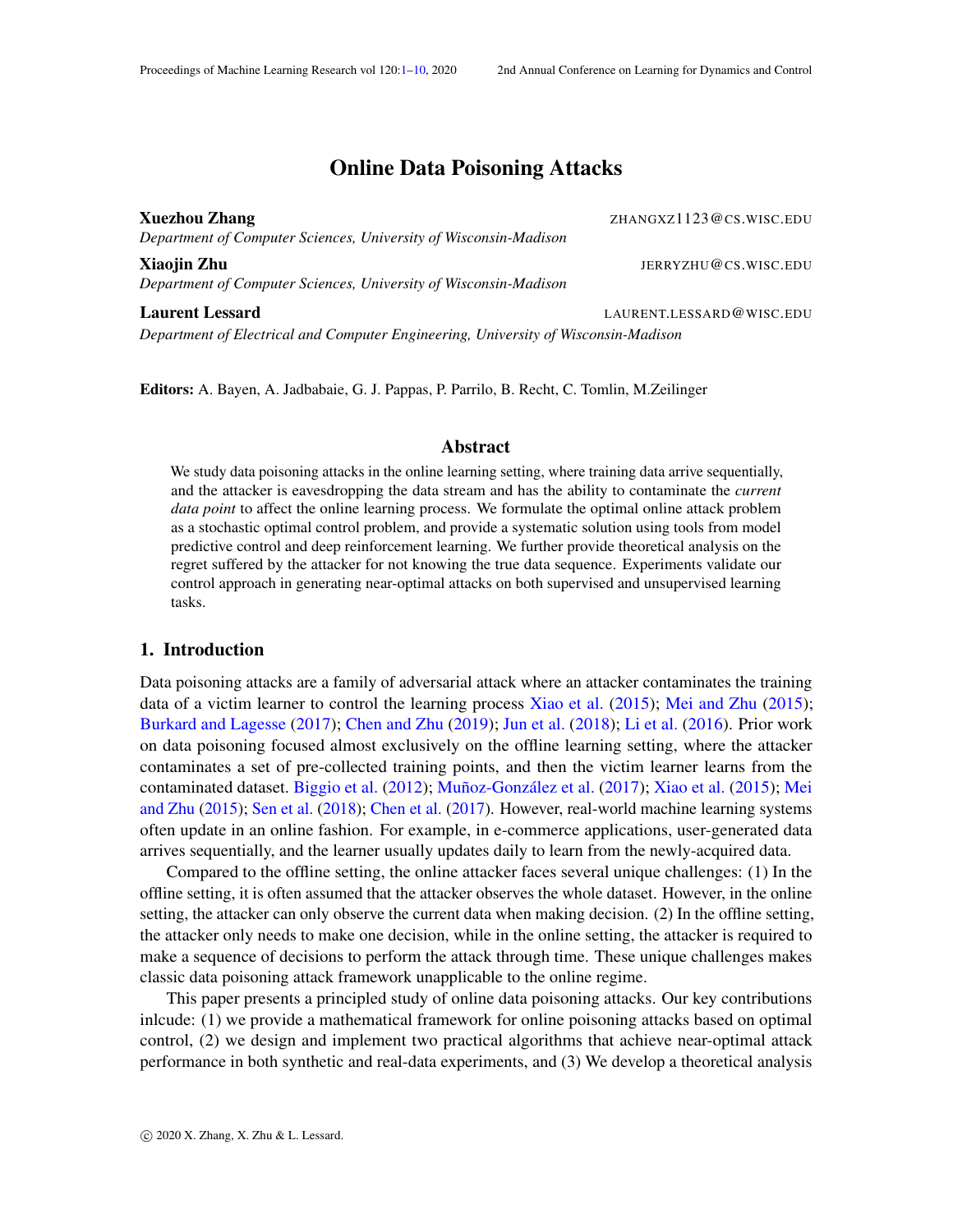# Online Data Poisoning Attacks

**Xuezhou Zhang** ZHANGXZ1123@CS.WISC.EDU
*Department of Computer Sciences, University of Wisconsin-Madison*

**Xiaojin Zhu** JERRYZHU@CS.WISC.EDU
*Department of Computer Sciences, University of Wisconsin-Madison*

**Laurent Lessard** LAURENT.LESSARD@WISC.EDU
*Department of Electrical and Computer Engineering, University of Wisconsin-Madison*

**Editors:** A. Bayen, A. Jadbabaie, G. J. Pappas, P. Parrilo, B. Recht, C. Tomlin, M.Zeilinger

## Abstract

We study data poisoning attacks in the online learning setting, where training data arrive sequentially, and the attacker is eavesdropping the data stream and has the ability to contaminate the *current data point* to affect the online learning process. We formulate the optimal online attack problem as a stochastic optimal control problem, and provide a systematic solution using tools from model predictive control and deep reinforcement learning. We further provide theoretical analysis on the regret suffered by the attacker for not knowing the true data sequence. Experiments validate our control approach in generating near-optimal attacks on both supervised and unsupervised learning tasks.

## 1. Introduction

Data poisoning attacks are a family of adversarial attack where an attacker contaminates the training data of a victim learner to control the learning process Xiao et al. (2015); Mei and Zhu (2015); Burkard and Lagesse (2017); Chen and Zhu (2019); Jun et al. (2018); Li et al. (2016). Prior work on data poisoning focused almost exclusively on the offline learning setting, where the attacker contaminates a set of pre-collected training points, and then the victim learner learns from the contaminated dataset. Biggio et al. (2012); Muñoz-González et al. (2017); Xiao et al. (2015); Mei and Zhu (2015); Sen et al. (2018); Chen et al. (2017). However, real-world machine learning systems often update in an online fashion. For example, in e-commerce applications, user-generated data arrives sequentially, and the learner usually updates daily to learn from the newly-acquired data.

Compared to the offline setting, the online attacker faces several unique challenges: (1) In the offline setting, it is often assumed that the attacker observes the whole dataset. However, in the online setting, the attacker can only observe the current data when making decision. (2) In the offline setting, the attacker only needs to make one decision, while in the online setting, the attacker is required to make a sequence of decisions to perform the attack through time. These unique challenges makes classic data poisoning attack framework unapplicable to the online regime.

This paper presents a principled study of online data poisoning attacks. Our key contributions inlcude: (1) we provide a mathematical framework for online poisoning attacks based on optimal control, (2) we design and implement two practical algorithms that achieve near-optimal attack performance in both synthetic and real-data experiments, and (3) We develop a theoretical analysis

© 2020 X. Zhang, X. Zhu & L. Lessard.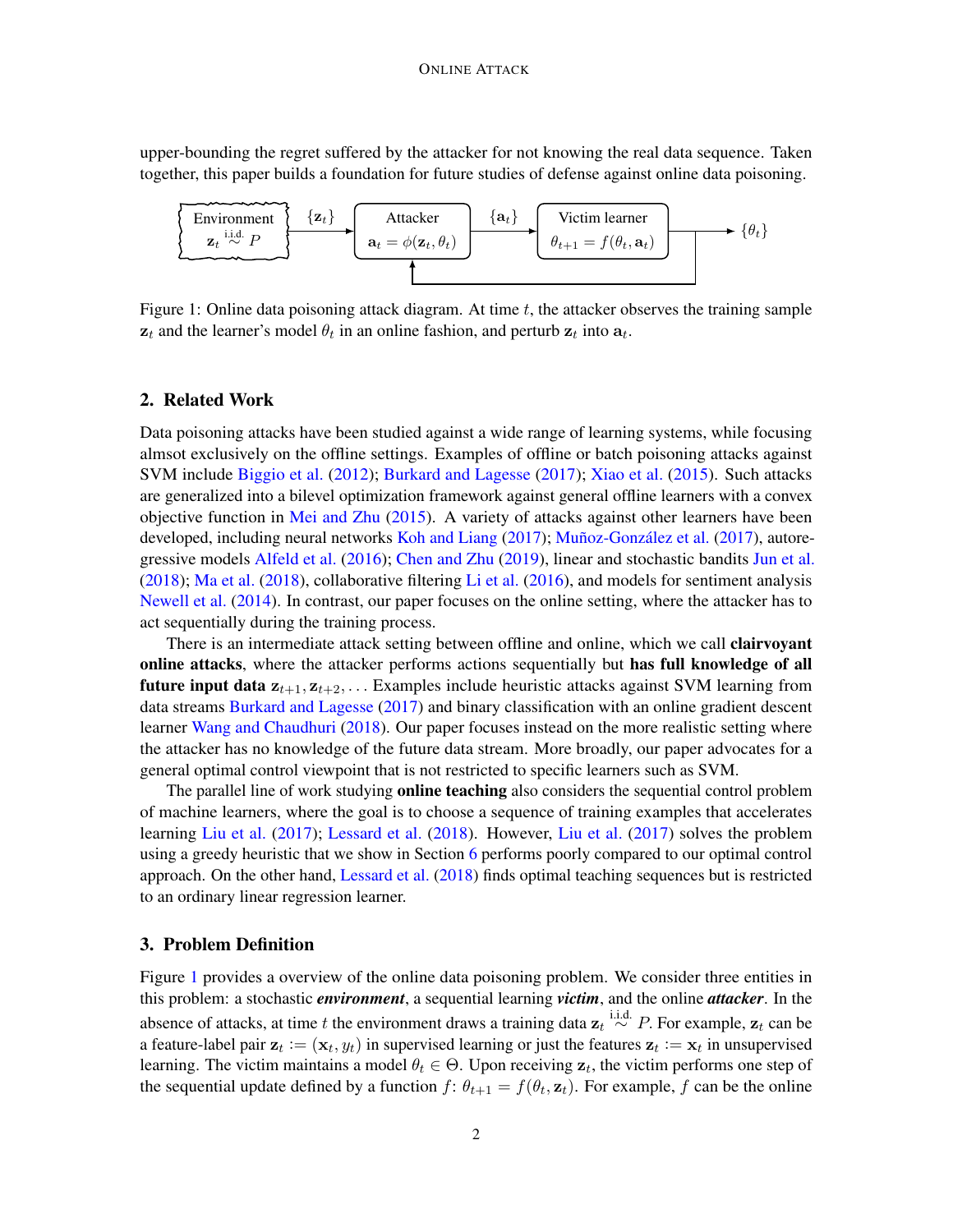upper-bounding the regret suffered by the attacker for not knowing the real data sequence. Taken together, this paper builds a foundation for future studies of defense against online data poisoning.

Figure 1: Online data poisoning attack diagram. At time $t$, the attacker observes the training sample $\mathbf{z}_t$ and the learner's model $\theta_t$ in an online fashion, and perturb $\mathbf{z}_t$ into $\mathbf{a}_t$.

## 2. Related Work

Data poisoning attacks have been studied against a wide range of learning systems, while focusing almsot exclusively on the offline settings. Examples of offline or batch poisoning attacks against SVM include Biggio et al. (2012); Burkard and Lagesse (2017); Xiao et al. (2015). Such attacks are generalized into a bilevel optimization framework against general offline learners with a convex objective function in Mei and Zhu (2015). A variety of attacks against other learners have been developed, including neural networks Koh and Liang (2017); Muñoz-González et al. (2017), autoregressive models Alfeld et al. (2016); Chen and Zhu (2019), linear and stochastic bandits Jun et al. (2018); Ma et al. (2018), collaborative filtering Li et al. (2016), and models for sentiment analysis Newell et al. (2014). In contrast, our paper focuses on the online setting, where the attacker has to act sequentially during the training process.

There is an intermediate attack setting between offline and online, which we call **clairvoyant online attacks**, where the attacker performs actions sequentially but **has full knowledge of all future input data** $\mathbf{z}_{t+1}, \mathbf{z}_{t+2}, \ldots$ Examples include heuristic attacks against SVM learning from data streams Burkard and Lagesse (2017) and binary classification with an online gradient descent learner Wang and Chaudhuri (2018). Our paper focuses instead on the more realistic setting where the attacker has no knowledge of the future data stream. More broadly, our paper advocates for a general optimal control viewpoint that is not restricted to specific learners such as SVM.

The parallel line of work studying **online teaching** also considers the sequential control problem of machine learners, where the goal is to choose a sequence of training examples that accelerates learning Liu et al. (2017); Lessard et al. (2018). However, Liu et al. (2017) solves the problem using a greedy heuristic that we show in Section 6 performs poorly compared to our optimal control approach. On the other hand, Lessard et al. (2018) finds optimal teaching sequences but is restricted to an ordinary linear regression learner.

## 3. Problem Definition

Figure 1 provides a overview of the online data poisoning problem. We consider three entities in this problem: a stochastic ***environment***, a sequential learning ***victim***, and the online ***attacker***. In the absence of attacks, at time $t$ the environment draws a training data $\mathbf{z}_t \overset{\text{i.i.d.}}{\sim} P$. For example, $\mathbf{z}_t$ can be a feature-label pair $\mathbf{z}_t := (\mathbf{x}_t, y_t)$ in supervised learning or just the features $\mathbf{z}_t := \mathbf{x}_t$ in unsupervised learning. The victim maintains a model $\theta_t \in \Theta$. Upon receiving $\mathbf{z}_t$, the victim performs one step of the sequential update defined by a function $f$: $\theta_{t+1} = f(\theta_t, \mathbf{z}_t)$. For example, $f$ can be the online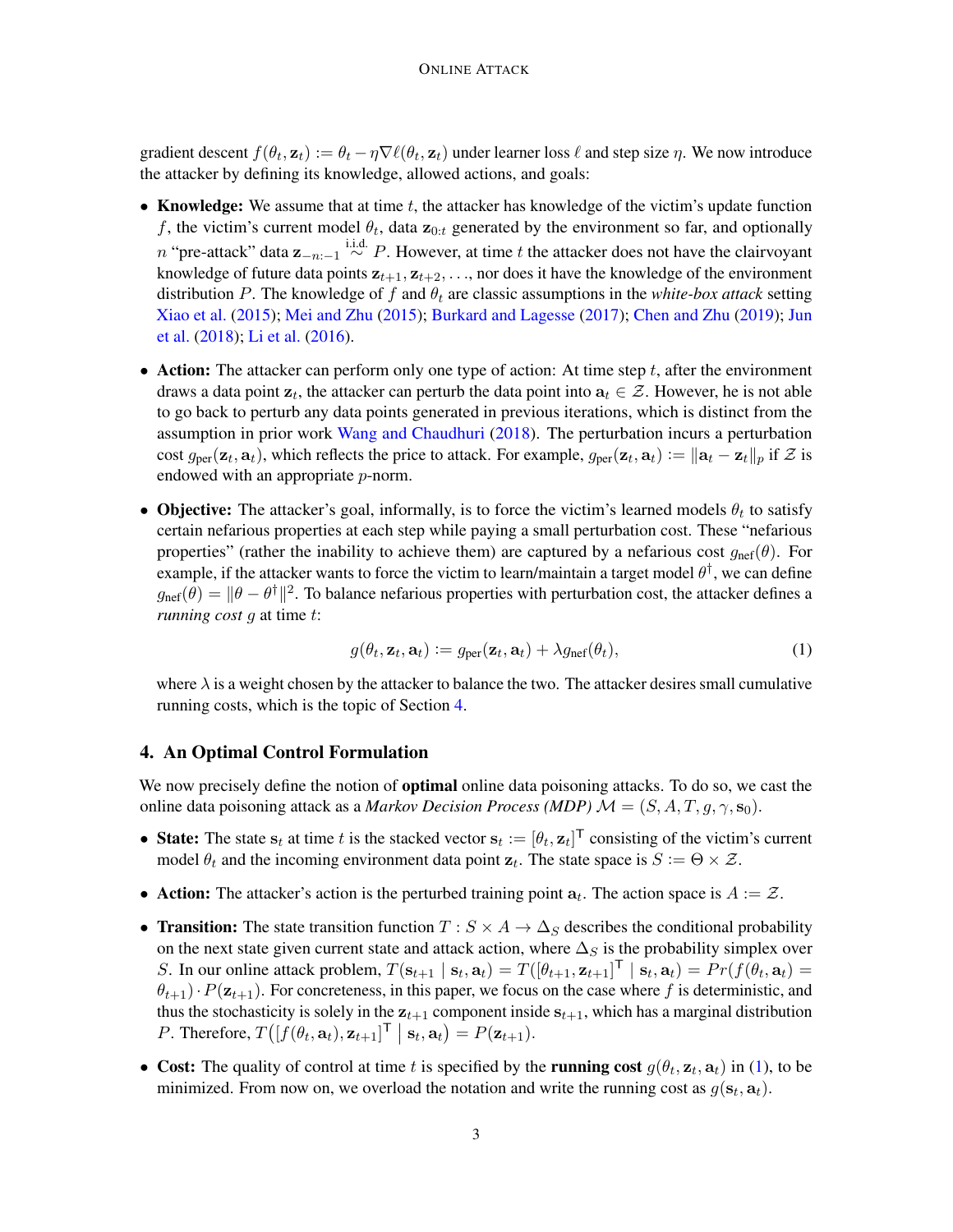gradient descent $f(\theta_t, \mathbf{z}_t) := \theta_t - \eta \nabla \ell(\theta_t, \mathbf{z}_t)$ under learner loss $\ell$ and step size $\eta$. We now introduce the attacker by defining its knowledge, allowed actions, and goals:

- **Knowledge:** We assume that at time $t$, the attacker has knowledge of the victim's update function $f$, the victim's current model $\theta_t$, data $\mathbf{z}_{0:t}$ generated by the environment so far, and optionally $n$ "pre-attack" data $\mathbf{z}_{-n:-1} \overset{\text{i.i.d.}}{\sim} P$. However, at time $t$ the attacker does not have the clairvoyant knowledge of future data points $\mathbf{z}_{t+1}, \mathbf{z}_{t+2}, \ldots$, nor does it have the knowledge of the environment distribution $P$. The knowledge of $f$ and $\theta_t$ are classic assumptions in the *white-box attack* setting Xiao et al. (2015); Mei and Zhu (2015); Burkard and Lagesse (2017); Chen and Zhu (2019); Jun et al. (2018); Li et al. (2016).
- **Action:** The attacker can perform only one type of action: At time step $t$, after the environment draws a data point $\mathbf{z}_t$, the attacker can perturb the data point into $\mathbf{a}_t \in \mathcal{Z}$. However, he is not able to go back to perturb any data points generated in previous iterations, which is distinct from the assumption in prior work Wang and Chaudhuri (2018). The perturbation incurs a perturbation cost $g_{\text{per}}(\mathbf{z}_t, \mathbf{a}_t)$, which reflects the price to attack. For example, $g_{\text{per}}(\mathbf{z}_t, \mathbf{a}_t) := \|\mathbf{a}_t - \mathbf{z}_t\|_p$ if $\mathcal{Z}$ is endowed with an appropriate $p$-norm.
- **Objective:** The attacker's goal, informally, is to force the victim's learned models $\theta_t$ to satisfy certain nefarious properties at each step while paying a small perturbation cost. These "nefarious properties" (rather the inability to achieve them) are captured by a nefarious cost $g_{\text{nef}}(\theta)$. For example, if the attacker wants to force the victim to learn/maintain a target model $\theta^\dagger$, we can define $g_{\text{nef}}(\theta) = \|\theta - \theta^\dagger\|^2$. To balance nefarious properties with perturbation cost, the attacker defines a *running cost* $g$ at time $t$:

$$g(\theta_t, \mathbf{z}_t, \mathbf{a}_t) := g_{\text{per}}(\mathbf{z}_t, \mathbf{a}_t) + \lambda g_{\text{nef}}(\theta_t), \tag{1}$$

  where $\lambda$ is a weight chosen by the attacker to balance the two. The attacker desires small cumulative running costs, which is the topic of Section 4.

## 4. An Optimal Control Formulation

We now precisely define the notion of **optimal** online data poisoning attacks. To do so, we cast the online data poisoning attack as a *Markov Decision Process (MDP)* $\mathcal{M} = (S, A, T, g, \gamma, \mathbf{s}_0)$.

- **State:** The state $\mathbf{s}_t$ at time $t$ is the stacked vector $\mathbf{s}_t := [\theta_t, \mathbf{z}_t]^\top$ consisting of the victim's current model $\theta_t$ and the incoming environment data point $\mathbf{z}_t$. The state space is $S := \Theta \times \mathcal{Z}$.
- **Action:** The attacker's action is the perturbed training point $\mathbf{a}_t$. The action space is $A := \mathcal{Z}$.
- **Transition:** The state transition function $T : S \times A \to \Delta_S$ describes the conditional probability on the next state given current state and attack action, where $\Delta_S$ is the probability simplex over $S$. In our online attack problem, $T(\mathbf{s}_{t+1} \mid \mathbf{s}_t, \mathbf{a}_t) = T([\theta_{t+1}, \mathbf{z}_{t+1}]^\top \mid \mathbf{s}_t, \mathbf{a}_t) = Pr(f(\theta_t, \mathbf{a}_t) = \theta_{t+1}) \cdot P(\mathbf{z}_{t+1})$. For concreteness, in this paper, we focus on the case where $f$ is deterministic, and thus the stochasticity is solely in the $\mathbf{z}_{t+1}$ component inside $\mathbf{s}_{t+1}$, which has a marginal distribution $P$. Therefore, $T\big([f(\theta_t, \mathbf{a}_t), \mathbf{z}_{t+1}]^\top \bigm| \mathbf{s}_t, \mathbf{a}_t\big) = P(\mathbf{z}_{t+1})$.
- **Cost:** The quality of control at time $t$ is specified by the **running cost** $g(\theta_t, \mathbf{z}_t, \mathbf{a}_t)$ in (1), to be minimized. From now on, we overload the notation and write the running cost as $g(\mathbf{s}_t, \mathbf{a}_t)$.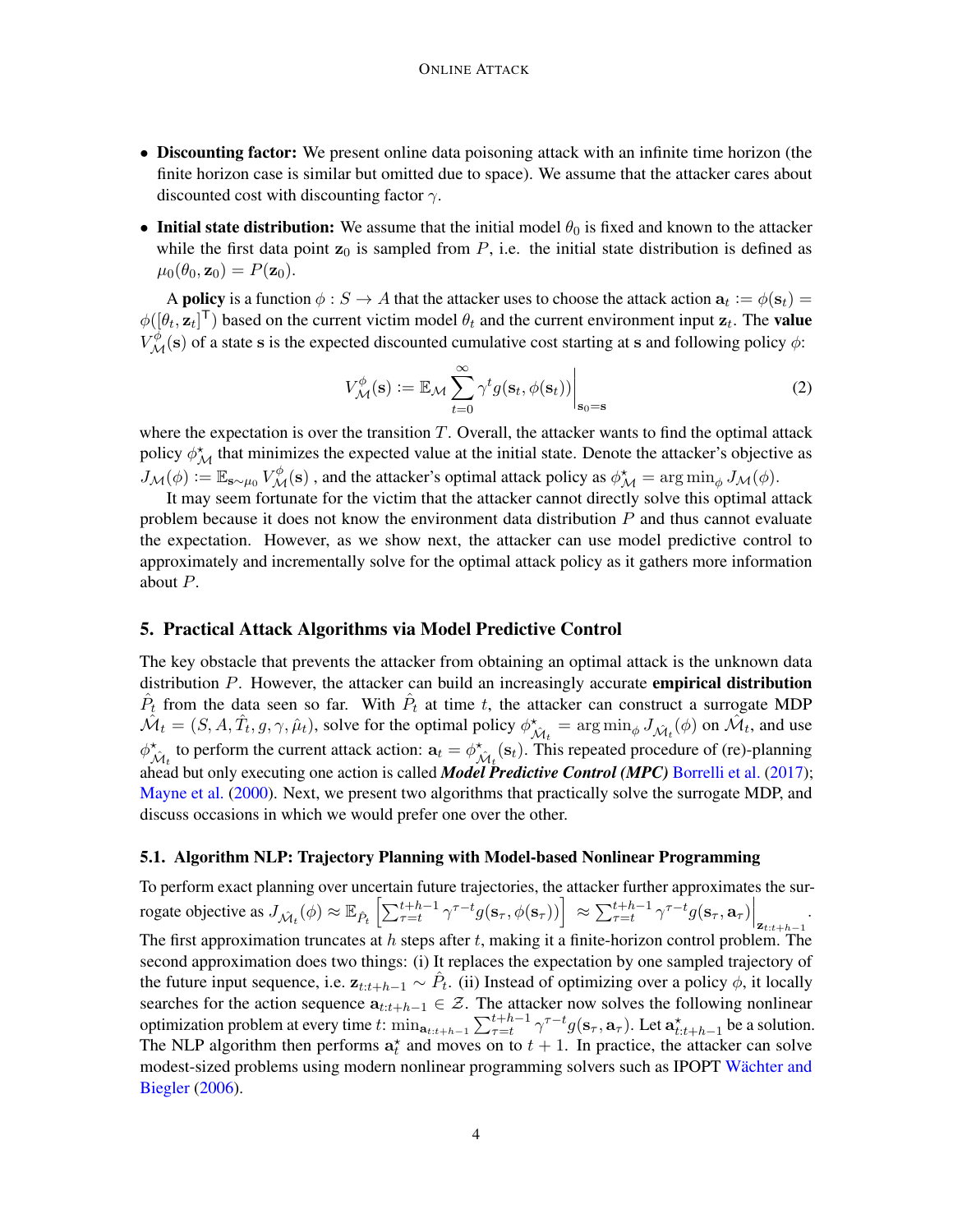- **Discounting factor:** We present online data poisoning attack with an infinite time horizon (the finite horizon case is similar but omitted due to space). We assume that the attacker cares about discounted cost with discounting factor $\gamma$.
- **Initial state distribution:** We assume that the initial model $\theta_0$ is fixed and known to the attacker while the first data point $\mathbf{z}_0$ is sampled from $P$, i.e. the initial state distribution is defined as $\mu_0(\theta_0, \mathbf{z}_0) = P(\mathbf{z}_0)$.

A **policy** is a function $\phi : S \to A$ that the attacker uses to choose the attack action $\mathbf{a}_t := \phi(\mathbf{s}_t) = \phi([\theta_t, \mathbf{z}_t]^\top)$ based on the current victim model $\theta_t$ and the current environment input $\mathbf{z}_t$. The **value** $V^{\phi}_{\mathcal{M}}(\mathbf{s})$ of a state $\mathbf{s}$ is the expected discounted cumulative cost starting at $\mathbf{s}$ and following policy $\phi$:

$$V^{\phi}_{\mathcal{M}}(\mathbf{s}) := \mathbb{E}_{\mathcal{M}} \sum_{t=0}^{\infty} \gamma^t g(\mathbf{s}_t, \phi(\mathbf{s}_t))\bigg|_{\mathbf{s}_0=\mathbf{s}} \tag{2}$$

where the expectation is over the transition $T$. Overall, the attacker wants to find the optimal attack policy $\phi^\star_{\mathcal{M}}$ that minimizes the expected value at the initial state. Denote the attacker's objective as $J_{\mathcal{M}}(\phi) := \mathbb{E}_{\mathbf{s}\sim\mu_0} V^{\phi}_{\mathcal{M}}(\mathbf{s})$ , and the attacker's optimal attack policy as $\phi^\star_{\mathcal{M}} = \arg\min_\phi J_{\mathcal{M}}(\phi)$.

It may seem fortunate for the victim that the attacker cannot directly solve this optimal attack problem because it does not know the environment data distribution $P$ and thus cannot evaluate the expectation. However, as we show next, the attacker can use model predictive control to approximately and incrementally solve for the optimal attack policy as it gathers more information about $P$.

## 5. Practical Attack Algorithms via Model Predictive Control

The key obstacle that prevents the attacker from obtaining an optimal attack is the unknown data distribution $P$. However, the attacker can build an increasingly accurate **empirical distribution** $\hat{P}_t$ from the data seen so far. With $\hat{P}_t$ at time $t$, the attacker can construct a surrogate MDP $\hat{\mathcal{M}}_t = (S, A, \hat{T}_t, g, \gamma, \hat{\mu}_t)$, solve for the optimal policy $\phi^\star_{\hat{\mathcal{M}}_t} = \arg\min_\phi J_{\hat{\mathcal{M}}_t}(\phi)$ on $\hat{\mathcal{M}}_t$, and use $\phi^\star_{\hat{\mathcal{M}}_t}$ to perform the current attack action: $\mathbf{a}_t = \phi^\star_{\hat{\mathcal{M}}_t}(\mathbf{s}_t)$. This repeated procedure of (re)-planning ahead but only executing one action is called ***Model Predictive Control (MPC)*** Borrelli et al. (2017); Mayne et al. (2000). Next, we present two algorithms that practically solve the surrogate MDP, and discuss occasions in which we would prefer one over the other.

### 5.1. Algorithm NLP: Trajectory Planning with Model-based Nonlinear Programming

To perform exact planning over uncertain future trajectories, the attacker further approximates the surrogate objective as $J_{\hat{\mathcal{M}}_t}(\phi) \approx \mathbb{E}_{\hat{P}_t}\left[\sum_{\tau=t}^{t+h-1} \gamma^{\tau-t} g(\mathbf{s}_\tau, \phi(\mathbf{s}_\tau))\right] \approx \sum_{\tau=t}^{t+h-1} \gamma^{\tau-t} g(\mathbf{s}_\tau, \mathbf{a}_\tau)\Big|_{\mathbf{z}_{t:t+h-1}}$. The first approximation truncates at $h$ steps after $t$, making it a finite-horizon control problem. The second approximation does two things: (i) It replaces the expectation by one sampled trajectory of the future input sequence, i.e. $\mathbf{z}_{t:t+h-1} \sim \hat{P}_t$. (ii) Instead of optimizing over a policy $\phi$, it locally searches for the action sequence $\mathbf{a}_{t:t+h-1} \in \mathcal{Z}$. The attacker now solves the following nonlinear optimization problem at every time $t$: $\min_{\mathbf{a}_{t:t+h-1}} \sum_{\tau=t}^{t+h-1} \gamma^{\tau-t} g(\mathbf{s}_\tau, \mathbf{a}_\tau)$. Let $\mathbf{a}^\star_{t:t+h-1}$ be a solution. The NLP algorithm then performs $\mathbf{a}^\star_t$ and moves on to $t+1$. In practice, the attacker can solve modest-sized problems using modern nonlinear programming solvers such as IPOPT Wächter and Biegler (2006).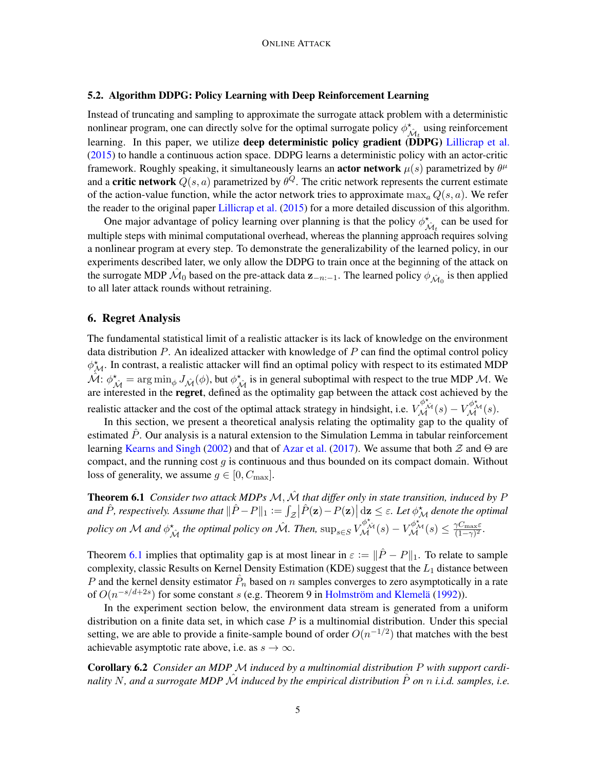### 5.2. Algorithm DDPG: Policy Learning with Deep Reinforcement Learning

Instead of truncating and sampling to approximate the surrogate attack problem with a deterministic nonlinear program, one can directly solve for the optimal surrogate policy $\phi^\star_{\hat{\mathcal{M}}_t}$ using reinforcement learning. In this paper, we utilize **deep deterministic policy gradient (DDPG)** Lillicrap et al. (2015) to handle a continuous action space. DDPG learns a deterministic policy with an actor-critic framework. Roughly speaking, it simultaneously learns an **actor network** $\mu(s)$ parametrized by $\theta^\mu$ and a **critic network** $Q(s,a)$ parametrized by $\theta^Q$. The critic network represents the current estimate of the action-value function, while the actor network tries to approximate $\max_a Q(s,a)$. We refer the reader to the original paper Lillicrap et al. (2015) for a more detailed discussion of this algorithm.

One major advantage of policy learning over planning is that the policy $\phi^\star_{\hat{\mathcal{M}}_t}$ can be used for multiple steps with minimal computational overhead, whereas the planning approach requires solving a nonlinear program at every step. To demonstrate the generalizability of the learned policy, in our experiments described later, we only allow the DDPG to train once at the beginning of the attack on the surrogate MDP $\hat{\mathcal{M}}_0$ based on the pre-attack data $\mathbf{z}_{-n:-1}$. The learned policy $\phi_{\hat{\mathcal{M}}_0}$ is then applied to all later attack rounds without retraining.

## 6. Regret Analysis

The fundamental statistical limit of a realistic attacker is its lack of knowledge on the environment data distribution $P$. An idealized attacker with knowledge of $P$ can find the optimal control policy $\phi^\star_{\mathcal{M}}$. In contrast, a realistic attacker will find an optimal policy with respect to its estimated MDP $\hat{\mathcal{M}}$: $\phi^\star_{\hat{\mathcal{M}}} = \arg\min_\phi J_{\hat{\mathcal{M}}}(\phi)$, but $\phi^\star_{\hat{\mathcal{M}}}$ is in general suboptimal with respect to the true MDP $\mathcal{M}$. We are interested in the **regret**, defined as the optimality gap between the attack cost achieved by the realistic attacker and the cost of the optimal attack strategy in hindsight, i.e. $V_{\mathcal{M}}^{\phi^\star_{\hat{\mathcal{M}}}}(s) - V_{\mathcal{M}}^{\phi^\star_{\mathcal{M}}}(s)$.

In this section, we present a theoretical analysis relating the optimality gap to the quality of estimated $\hat{P}$. Our analysis is a natural extension to the Simulation Lemma in tabular reinforcement learning Kearns and Singh (2002) and that of Azar et al. (2017). We assume that both $\mathcal{Z}$ and $\Theta$ are compact, and the running cost $g$ is continuous and thus bounded on its compact domain. Without loss of generality, we assume $g \in [0, C_{\max}]$.

**Theorem 6.1** *Consider two attack MDPs $\mathcal{M}, \hat{\mathcal{M}}$ that differ only in state transition, induced by $P$ and $\hat{P}$, respectively. Assume that $\|\hat{P} - P\|_1 := \int_{\mathcal{Z}} \left|\hat{P}(\mathbf{z}) - P(\mathbf{z})\right| \mathrm{d}\mathbf{z} \le \varepsilon$. Let $\phi^\star_{\mathcal{M}}$ denote the optimal policy on $\mathcal{M}$ and $\phi^\star_{\hat{\mathcal{M}}}$ the optimal policy on $\hat{\mathcal{M}}$. Then, $\sup_{s \in S} V_{\mathcal{M}}^{\phi^\star_{\hat{\mathcal{M}}}}(s) - V_{\mathcal{M}}^{\phi^\star_{\mathcal{M}}}(s) \le \frac{\gamma C_{\max} \varepsilon}{(1-\gamma)^2}$.*

Theorem 6.1 implies that optimality gap is at most linear in $\varepsilon := \|\hat{P} - P\|_1$. To relate to sample complexity, classic Results on Kernel Density Estimation (KDE) suggest that the $L_1$ distance between $P$ and the kernel density estimator $\hat{P}_n$ based on $n$ samples converges to zero asymptotically in a rate of $O(n^{-s/d+2s})$ for some constant $s$ (e.g. Theorem 9 in Holmström and Klemelä (1992)).

In the experiment section below, the environment data stream is generated from a uniform distribution on a finite data set, in which case $P$ is a multinomial distribution. Under this special setting, we are able to provide a finite-sample bound of order $O(n^{-1/2})$ that matches with the best achievable asymptotic rate above, i.e. as $s \to \infty$.

**Corollary 6.2** *Consider an MDP $\mathcal{M}$ induced by a multinomial distribution $P$ with support cardinality $N$, and a surrogate MDP $\hat{\mathcal{M}}$ induced by the empirical distribution $\hat{P}$ on $n$ i.i.d. samples, i.e.*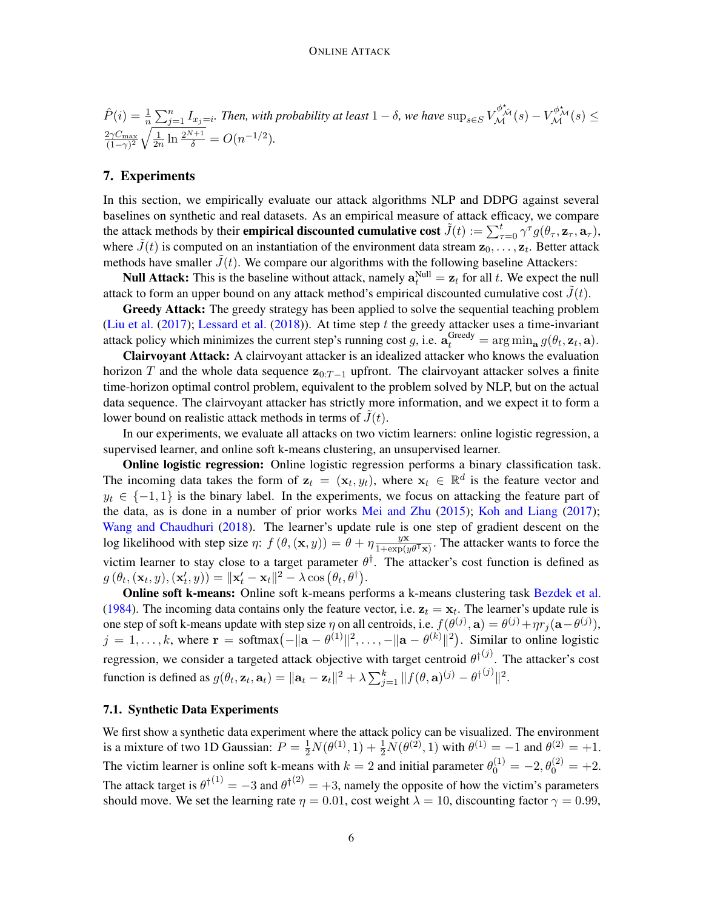$\hat{P}(i) = \frac{1}{n}\sum_{j=1}^{n} I_{x_j=i}$. *Then, with probability at least* $1-\delta$, *we have* $\sup_{s\in S} V_{\mathcal{M}}^{\phi^\star_{\hat{\mathcal{M}}}}(s) - V_{\mathcal{M}}^{\phi^\star_{\mathcal{M}}}(s) \leq \frac{2\gamma C_{\max}}{(1-\gamma)^2}\sqrt{\frac{1}{2n}\ln\frac{2^{N+1}}{\delta}} = O(n^{-1/2})$.

## 7. Experiments

In this section, we empirically evaluate our attack algorithms NLP and DDPG against several baselines on synthetic and real datasets. As an empirical measure of attack efficacy, we compare the attack methods by their **empirical discounted cumulative cost** $\tilde{J}(t) := \sum_{\tau=0}^{t} \gamma^\tau g(\theta_\tau, \mathbf{z}_\tau, \mathbf{a}_\tau)$, where $\tilde{J}(t)$ is computed on an instantiation of the environment data stream $\mathbf{z}_0, \ldots, \mathbf{z}_t$. Better attack methods have smaller $\tilde{J}(t)$. We compare our algorithms with the following baseline Attackers:

**Null Attack:** This is the baseline without attack, namely $\mathbf{a}_t^{\text{Null}} = \mathbf{z}_t$ for all $t$. We expect the null attack to form an upper bound on any attack method's empirical discounted cumulative cost $\tilde{J}(t)$.

**Greedy Attack:** The greedy strategy has been applied to solve the sequential teaching problem (Liu et al. (2017); Lessard et al. (2018)). At time step $t$ the greedy attacker uses a time-invariant attack policy which minimizes the current step's running cost $g$, i.e. $\mathbf{a}_t^{\text{Greedy}} = \arg\min_{\mathbf{a}} g(\theta_t, \mathbf{z}_t, \mathbf{a})$.

**Clairvoyant Attack:** A clairvoyant attacker is an idealized attacker who knows the evaluation horizon $T$ and the whole data sequence $\mathbf{z}_{0:T-1}$ upfront. The clairvoyant attacker solves a finite time-horizon optimal control problem, equivalent to the problem solved by NLP, but on the actual data sequence. The clairvoyant attacker has strictly more information, and we expect it to form a lower bound on realistic attack methods in terms of $\tilde{J}(t)$.

In our experiments, we evaluate all attacks on two victim learners: online logistic regression, a supervised learner, and online soft k-means clustering, an unsupervised learner.

**Online logistic regression:** Online logistic regression performs a binary classification task. The incoming data takes the form of $\mathbf{z}_t = (\mathbf{x}_t, y_t)$, where $\mathbf{x}_t \in \mathbb{R}^d$ is the feature vector and $y_t \in \{-1, 1\}$ is the binary label. In the experiments, we focus on attacking the feature part of the data, as is done in a number of prior works Mei and Zhu (2015); Koh and Liang (2017); Wang and Chaudhuri (2018). The learner's update rule is one step of gradient descent on the log likelihood with step size $\eta$: $f(\theta, (\mathbf{x}, y)) = \theta + \eta \frac{y\mathbf{x}}{1+\exp(y\theta^\top \mathbf{x})}$. The attacker wants to force the victim learner to stay close to a target parameter $\theta^\dagger$. The attacker's cost function is defined as $g(\theta_t, (\mathbf{x}_t, y), (\mathbf{x}_t', y)) = \|\mathbf{x}_t' - \mathbf{x}_t\|^2 - \lambda \cos(\theta_t, \theta^\dagger)$.

**Online soft k-means:** Online soft k-means performs a k-means clustering task Bezdek et al. (1984). The incoming data contains only the feature vector, i.e. $\mathbf{z}_t = \mathbf{x}_t$. The learner's update rule is one step of soft k-means update with step size $\eta$ on all centroids, i.e. $f(\theta^{(j)}, \mathbf{a}) = \theta^{(j)} + \eta r_j(\mathbf{a} - \theta^{(j)})$, $j = 1, \ldots, k$, where $\mathbf{r} = \text{softmax}\big(-\|\mathbf{a} - \theta^{(1)}\|^2, \ldots, -\|\mathbf{a} - \theta^{(k)}\|^2\big)$. Similar to online logistic regression, we consider a targeted attack objective with target centroid ${\theta^\dagger}^{(j)}$. The attacker's cost function is defined as $g(\theta_t, \mathbf{z}_t, \mathbf{a}_t) = \|\mathbf{a}_t - \mathbf{z}_t\|^2 + \lambda \sum_{j=1}^{k} \|f(\theta, \mathbf{a})^{(j)} - {\theta^\dagger}^{(j)}\|^2$.

### 7.1. Synthetic Data Experiments

We first show a synthetic data experiment where the attack policy can be visualized. The environment is a mixture of two 1D Gaussian: $P = \frac{1}{2}N(\theta^{(1)}, 1) + \frac{1}{2}N(\theta^{(2)}, 1)$ with $\theta^{(1)} = -1$ and $\theta^{(2)} = +1$. The victim learner is online soft k-means with $k = 2$ and initial parameter $\theta_0^{(1)} = -2, \theta_0^{(2)} = +2$. The attack target is ${\theta^\dagger}^{(1)} = -3$ and ${\theta^\dagger}^{(2)} = +3$, namely the opposite of how the victim's parameters should move. We set the learning rate $\eta = 0.01$, cost weight $\lambda = 10$, discounting factor $\gamma = 0.99$,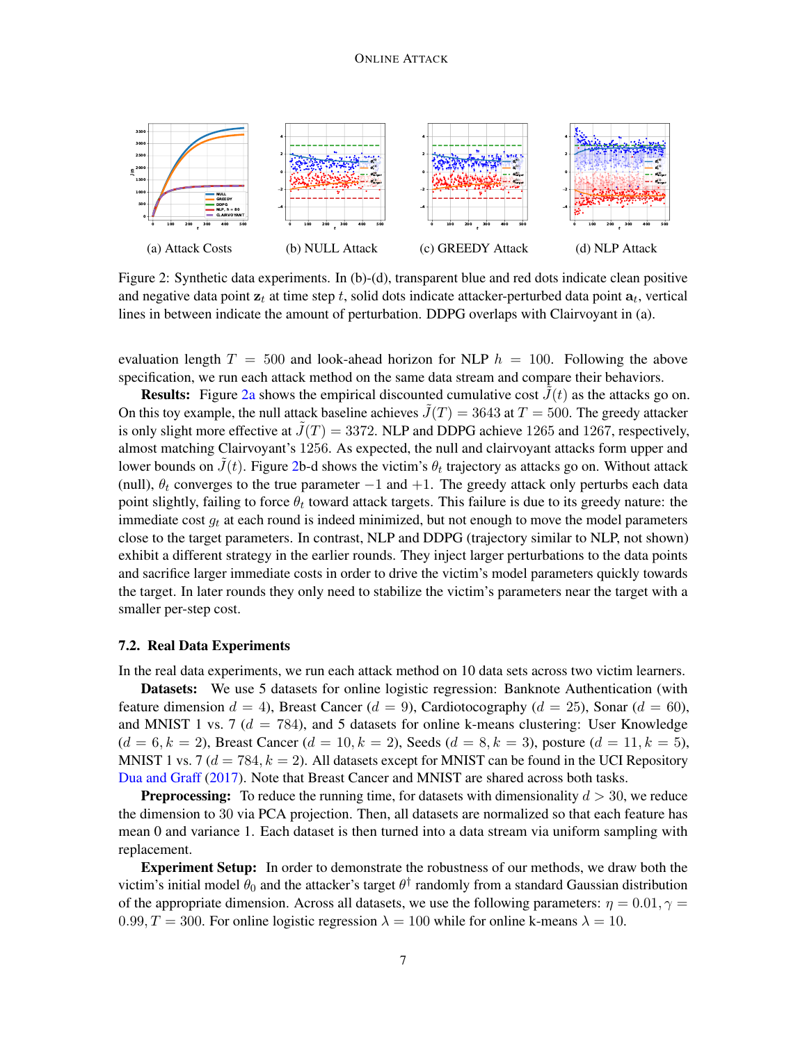(a) Attack Costs (b) NULL Attack (c) GREEDY Attack (d) NLP Attack

Figure 2: Synthetic data experiments. In (b)-(d), transparent blue and red dots indicate clean positive and negative data point $\mathbf{z}_t$ at time step $t$, solid dots indicate attacker-perturbed data point $\mathbf{a}_t$, vertical lines in between indicate the amount of perturbation. DDPG overlaps with Clairvoyant in (a).

evaluation length $T = 500$ and look-ahead horizon for NLP $h = 100$. Following the above specification, we run each attack method on the same data stream and compare their behaviors.

**Results:** Figure 2a shows the empirical discounted cumulative cost $\tilde{J}(t)$ as the attacks go on. On this toy example, the null attack baseline achieves $\tilde{J}(T) = 3643$ at $T = 500$. The greedy attacker is only slight more effective at $\tilde{J}(T) = 3372$. NLP and DDPG achieve 1265 and 1267, respectively, almost matching Clairvoyant's 1256. As expected, the null and clairvoyant attacks form upper and lower bounds on $\tilde{J}(t)$. Figure 2b-d shows the victim's $\theta_t$ trajectory as attacks go on. Without attack (null), $\theta_t$ converges to the true parameter $-1$ and $+1$. The greedy attack only perturbs each data point slightly, failing to force $\theta_t$ toward attack targets. This failure is due to its greedy nature: the immediate cost $g_t$ at each round is indeed minimized, but not enough to move the model parameters close to the target parameters. In contrast, NLP and DDPG (trajectory similar to NLP, not shown) exhibit a different strategy in the earlier rounds. They inject larger perturbations to the data points and sacrifice larger immediate costs in order to drive the victim's model parameters quickly towards the target. In later rounds they only need to stabilize the victim's parameters near the target with a smaller per-step cost.

### 7.2. Real Data Experiments

In the real data experiments, we run each attack method on 10 data sets across two victim learners.

**Datasets:** We use 5 datasets for online logistic regression: Banknote Authentication (with feature dimension $d = 4$), Breast Cancer ($d = 9$), Cardiotocography ($d = 25$), Sonar ($d = 60$), and MNIST 1 vs. 7 ($d = 784$), and 5 datasets for online k-means clustering: User Knowledge ($d = 6, k = 2$), Breast Cancer ($d = 10, k = 2$), Seeds ($d = 8, k = 3$), posture ($d = 11, k = 5$), MNIST 1 vs. 7 ($d = 784, k = 2$). All datasets except for MNIST can be found in the UCI Repository Dua and Graff (2017). Note that Breast Cancer and MNIST are shared across both tasks.

**Preprocessing:** To reduce the running time, for datasets with dimensionality $d > 30$, we reduce the dimension to 30 via PCA projection. Then, all datasets are normalized so that each feature has mean 0 and variance 1. Each dataset is then turned into a data stream via uniform sampling with replacement.

**Experiment Setup:** In order to demonstrate the robustness of our methods, we draw both the victim's initial model $\theta_0$ and the attacker's target $\theta^\dagger$ randomly from a standard Gaussian distribution of the appropriate dimension. Across all datasets, we use the following parameters: $\eta = 0.01, \gamma = 0.99, T = 300$. For online logistic regression $\lambda = 100$ while for online k-means $\lambda = 10$.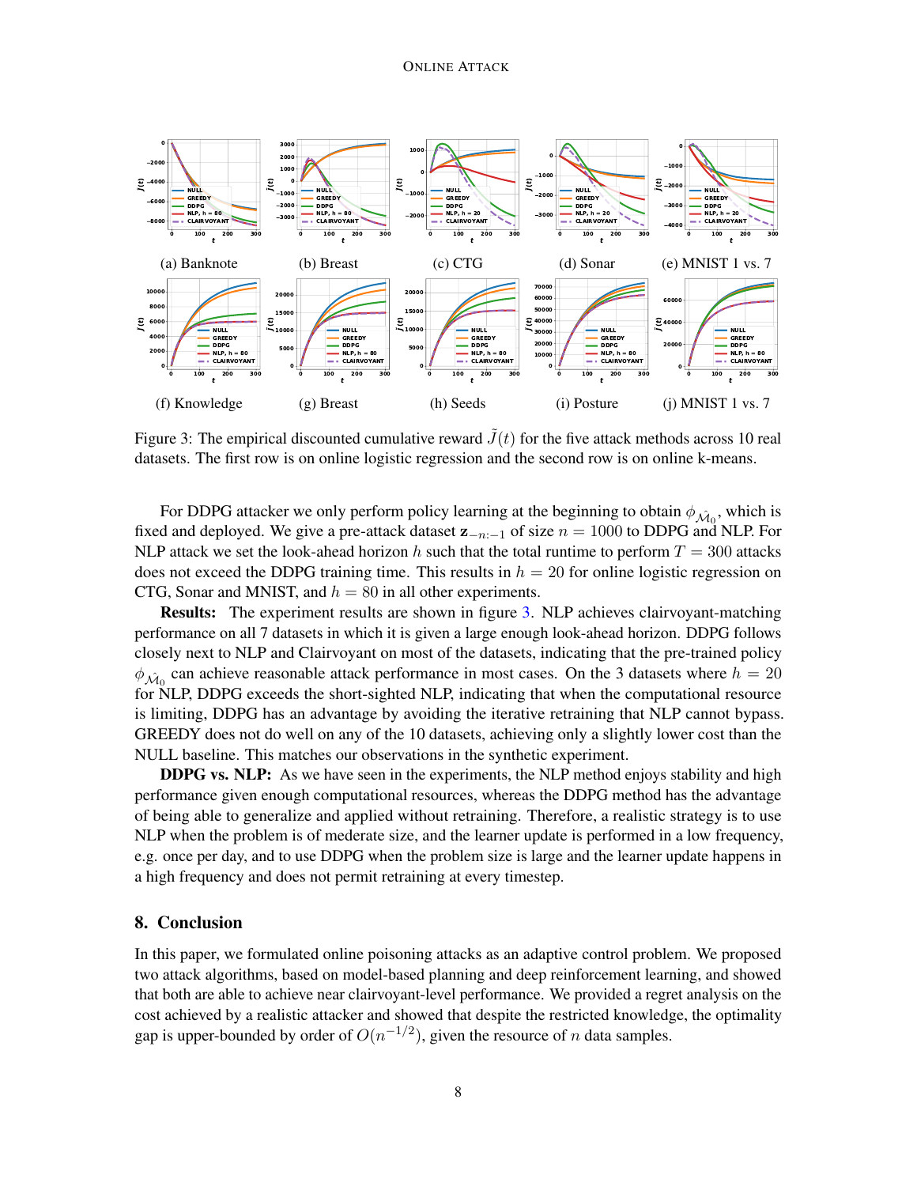(a) Banknote (b) Breast (c) CTG (d) Sonar (e) MNIST 1 vs. 7

(f) Knowledge (g) Breast (h) Seeds (i) Posture (j) MNIST 1 vs. 7

Figure 3: The empirical discounted cumulative reward $\tilde{J}(t)$ for the five attack methods across 10 real datasets. The first row is on online logistic regression and the second row is on online k-means.

For DDPG attacker we only perform policy learning at the beginning to obtain $\phi_{\hat{\mathcal{M}}_0}$, which is fixed and deployed. We give a pre-attack dataset $\mathbf{z}_{-n:-1}$ of size $n = 1000$ to DDPG and NLP. For NLP attack we set the look-ahead horizon $h$ such that the total runtime to perform $T = 300$ attacks does not exceed the DDPG training time. This results in $h = 20$ for online logistic regression on CTG, Sonar and MNIST, and $h = 80$ in all other experiments.

**Results:** The experiment results are shown in figure 3. NLP achieves clairvoyant-matching performance on all 7 datasets in which it is given a large enough look-ahead horizon. DDPG follows closely next to NLP and Clairvoyant on most of the datasets, indicating that the pre-trained policy $\phi_{\hat{\mathcal{M}}_0}$ can achieve reasonable attack performance in most cases. On the 3 datasets where $h = 20$ for NLP, DDPG exceeds the short-sighted NLP, indicating that when the computational resource is limiting, DDPG has an advantage by avoiding the iterative retraining that NLP cannot bypass. GREEDY does not do well on any of the 10 datasets, achieving only a slightly lower cost than the NULL baseline. This matches our observations in the synthetic experiment.

**DDPG vs. NLP:** As we have seen in the experiments, the NLP method enjoys stability and high performance given enough computational resources, whereas the DDPG method has the advantage of being able to generalize and applied without retraining. Therefore, a realistic strategy is to use NLP when the problem is of mederate size, and the learner update is performed in a low frequency, e.g. once per day, and to use DDPG when the problem size is large and the learner update happens in a high frequency and does not permit retraining at every timestep.

## 8. Conclusion

In this paper, we formulated online poisoning attacks as an adaptive control problem. We proposed two attack algorithms, based on model-based planning and deep reinforcement learning, and showed that both are able to achieve near clairvoyant-level performance. We provided a regret analysis on the cost achieved by a realistic attacker and showed that despite the restricted knowledge, the optimality gap is upper-bounded by order of $O(n^{-1/2})$, given the resource of $n$ data samples.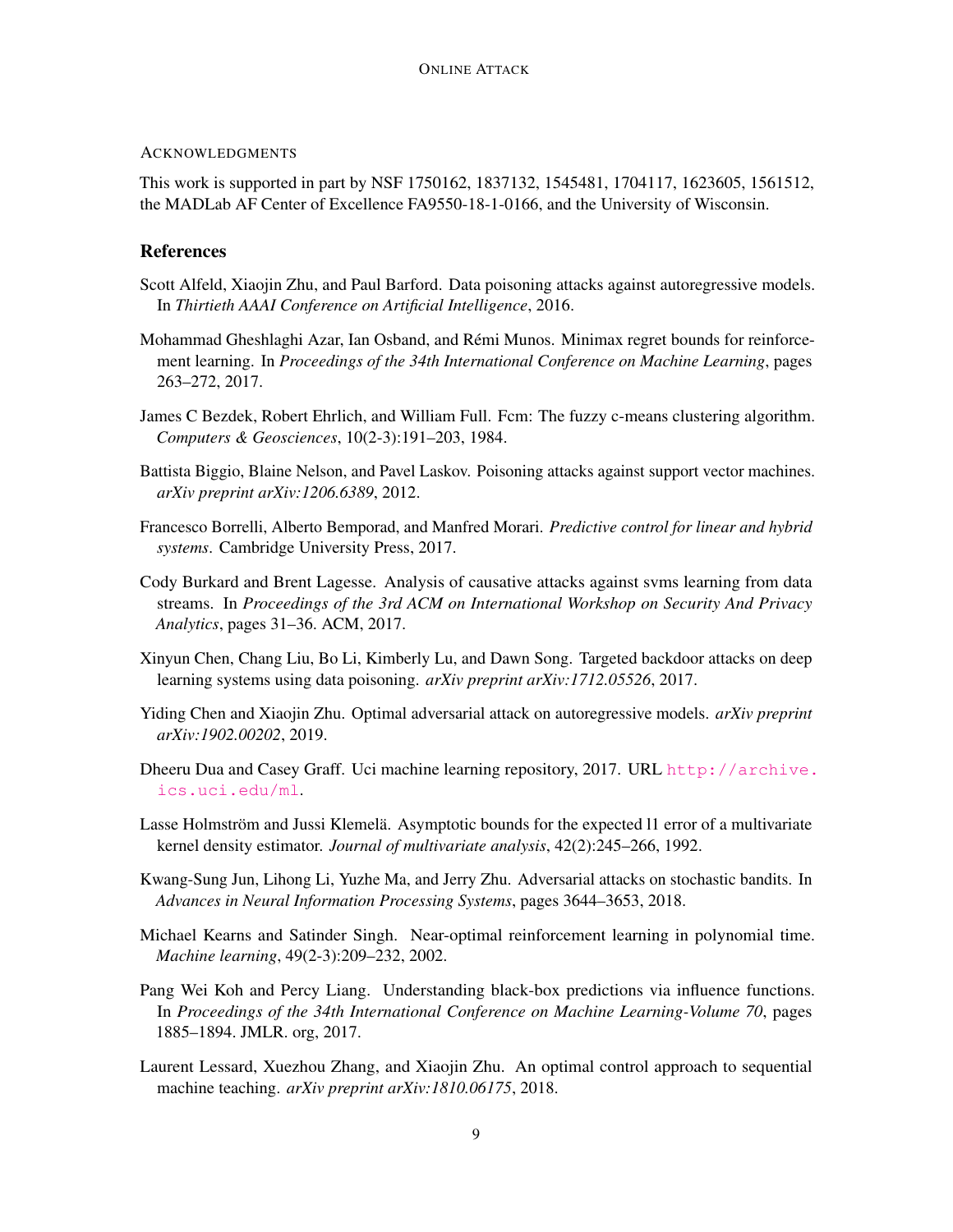#### Acknowledgments

This work is supported in part by NSF 1750162, 1837132, 1545481, 1704117, 1623605, 1561512, the MADLab AF Center of Excellence FA9550-18-1-0166, and the University of Wisconsin.

## References

Scott Alfeld, Xiaojin Zhu, and Paul Barford. Data poisoning attacks against autoregressive models. In *Thirtieth AAAI Conference on Artificial Intelligence*, 2016.

Mohammad Gheshlaghi Azar, Ian Osband, and Rémi Munos. Minimax regret bounds for reinforcement learning. In *Proceedings of the 34th International Conference on Machine Learning*, pages 263–272, 2017.

James C Bezdek, Robert Ehrlich, and William Full. Fcm: The fuzzy c-means clustering algorithm. *Computers & Geosciences*, 10(2-3):191–203, 1984.

Battista Biggio, Blaine Nelson, and Pavel Laskov. Poisoning attacks against support vector machines. *arXiv preprint arXiv:1206.6389*, 2012.

Francesco Borrelli, Alberto Bemporad, and Manfred Morari. *Predictive control for linear and hybrid systems*. Cambridge University Press, 2017.

Cody Burkard and Brent Lagesse. Analysis of causative attacks against svms learning from data streams. In *Proceedings of the 3rd ACM on International Workshop on Security And Privacy Analytics*, pages 31–36. ACM, 2017.

Xinyun Chen, Chang Liu, Bo Li, Kimberly Lu, and Dawn Song. Targeted backdoor attacks on deep learning systems using data poisoning. *arXiv preprint arXiv:1712.05526*, 2017.

Yiding Chen and Xiaojin Zhu. Optimal adversarial attack on autoregressive models. *arXiv preprint arXiv:1902.00202*, 2019.

Dheeru Dua and Casey Graff. Uci machine learning repository, 2017. URL http://archive.ics.uci.edu/ml.

Lasse Holmström and Jussi Klemelä. Asymptotic bounds for the expected l1 error of a multivariate kernel density estimator. *Journal of multivariate analysis*, 42(2):245–266, 1992.

Kwang-Sung Jun, Lihong Li, Yuzhe Ma, and Jerry Zhu. Adversarial attacks on stochastic bandits. In *Advances in Neural Information Processing Systems*, pages 3644–3653, 2018.

Michael Kearns and Satinder Singh. Near-optimal reinforcement learning in polynomial time. *Machine learning*, 49(2-3):209–232, 2002.

Pang Wei Koh and Percy Liang. Understanding black-box predictions via influence functions. In *Proceedings of the 34th International Conference on Machine Learning-Volume 70*, pages 1885–1894. JMLR. org, 2017.

Laurent Lessard, Xuezhou Zhang, and Xiaojin Zhu. An optimal control approach to sequential machine teaching. *arXiv preprint arXiv:1810.06175*, 2018.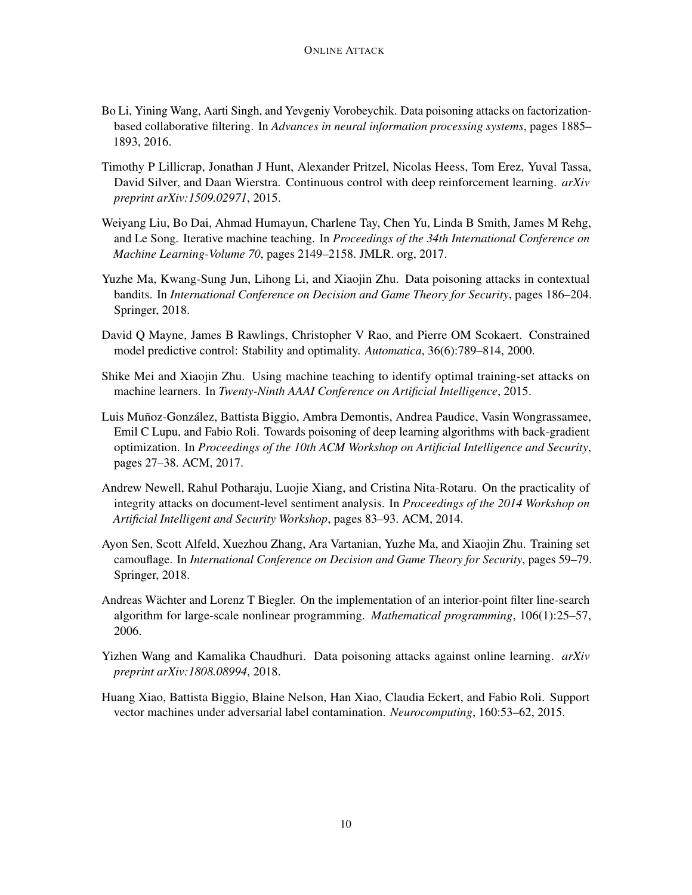Bo Li, Yining Wang, Aarti Singh, and Yevgeniy Vorobeychik. Data poisoning attacks on factorization-based collaborative filtering. In *Advances in neural information processing systems*, pages 1885–1893, 2016.

Timothy P Lillicrap, Jonathan J Hunt, Alexander Pritzel, Nicolas Heess, Tom Erez, Yuval Tassa, David Silver, and Daan Wierstra. Continuous control with deep reinforcement learning. *arXiv preprint arXiv:1509.02971*, 2015.

Weiyang Liu, Bo Dai, Ahmad Humayun, Charlene Tay, Chen Yu, Linda B Smith, James M Rehg, and Le Song. Iterative machine teaching. In *Proceedings of the 34th International Conference on Machine Learning-Volume 70*, pages 2149–2158. JMLR. org, 2017.

Yuzhe Ma, Kwang-Sung Jun, Lihong Li, and Xiaojin Zhu. Data poisoning attacks in contextual bandits. In *International Conference on Decision and Game Theory for Security*, pages 186–204. Springer, 2018.

David Q Mayne, James B Rawlings, Christopher V Rao, and Pierre OM Scokaert. Constrained model predictive control: Stability and optimality. *Automatica*, 36(6):789–814, 2000.

Shike Mei and Xiaojin Zhu. Using machine teaching to identify optimal training-set attacks on machine learners. In *Twenty-Ninth AAAI Conference on Artificial Intelligence*, 2015.

Luis Muñoz-González, Battista Biggio, Ambra Demontis, Andrea Paudice, Vasin Wongrassamee, Emil C Lupu, and Fabio Roli. Towards poisoning of deep learning algorithms with back-gradient optimization. In *Proceedings of the 10th ACM Workshop on Artificial Intelligence and Security*, pages 27–38. ACM, 2017.

Andrew Newell, Rahul Potharaju, Luojie Xiang, and Cristina Nita-Rotaru. On the practicality of integrity attacks on document-level sentiment analysis. In *Proceedings of the 2014 Workshop on Artificial Intelligent and Security Workshop*, pages 83–93. ACM, 2014.

Ayon Sen, Scott Alfeld, Xuezhou Zhang, Ara Vartanian, Yuzhe Ma, and Xiaojin Zhu. Training set camouflage. In *International Conference on Decision and Game Theory for Security*, pages 59–79. Springer, 2018.

Andreas Wächter and Lorenz T Biegler. On the implementation of an interior-point filter line-search algorithm for large-scale nonlinear programming. *Mathematical programming*, 106(1):25–57, 2006.

Yizhen Wang and Kamalika Chaudhuri. Data poisoning attacks against online learning. *arXiv preprint arXiv:1808.08994*, 2018.

Huang Xiao, Battista Biggio, Blaine Nelson, Han Xiao, Claudia Eckert, and Fabio Roli. Support vector machines under adversarial label contamination. *Neurocomputing*, 160:53–62, 2015.